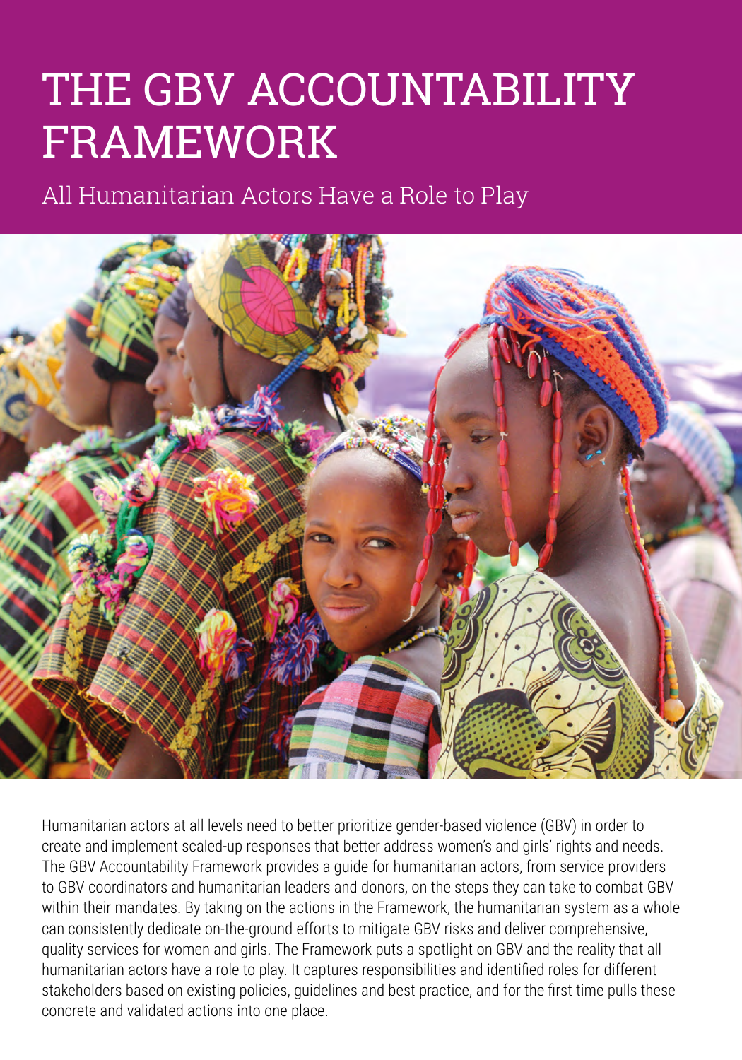# THE GBV ACCOUNTABILITY FRAMEWORK

## All Humanitarian Actors Have a Role to Play

Humanitarian actors at all levels need to better prioritize gender-based violence (GBV) in order to create and implement scaled-up responses that better address women's and girls' rights and needs. The GBV Accountability Framework provides a guide for humanitarian actors, from service providers to GBV coordinators and humanitarian leaders and donors, on the steps they can take to combat GBV within their mandates. By taking on the actions in the Framework, the humanitarian system as a whole can consistently dedicate on-the-ground efforts to mitigate GBV risks and deliver comprehensive, quality services for women and girls. The Framework puts a spotlight on GBV and the reality that all humanitarian actors have a role to play. It captures responsibilities and identified roles for different stakeholders based on existing policies, guidelines and best practice, and for the first time pulls these concrete and validated actions into one place.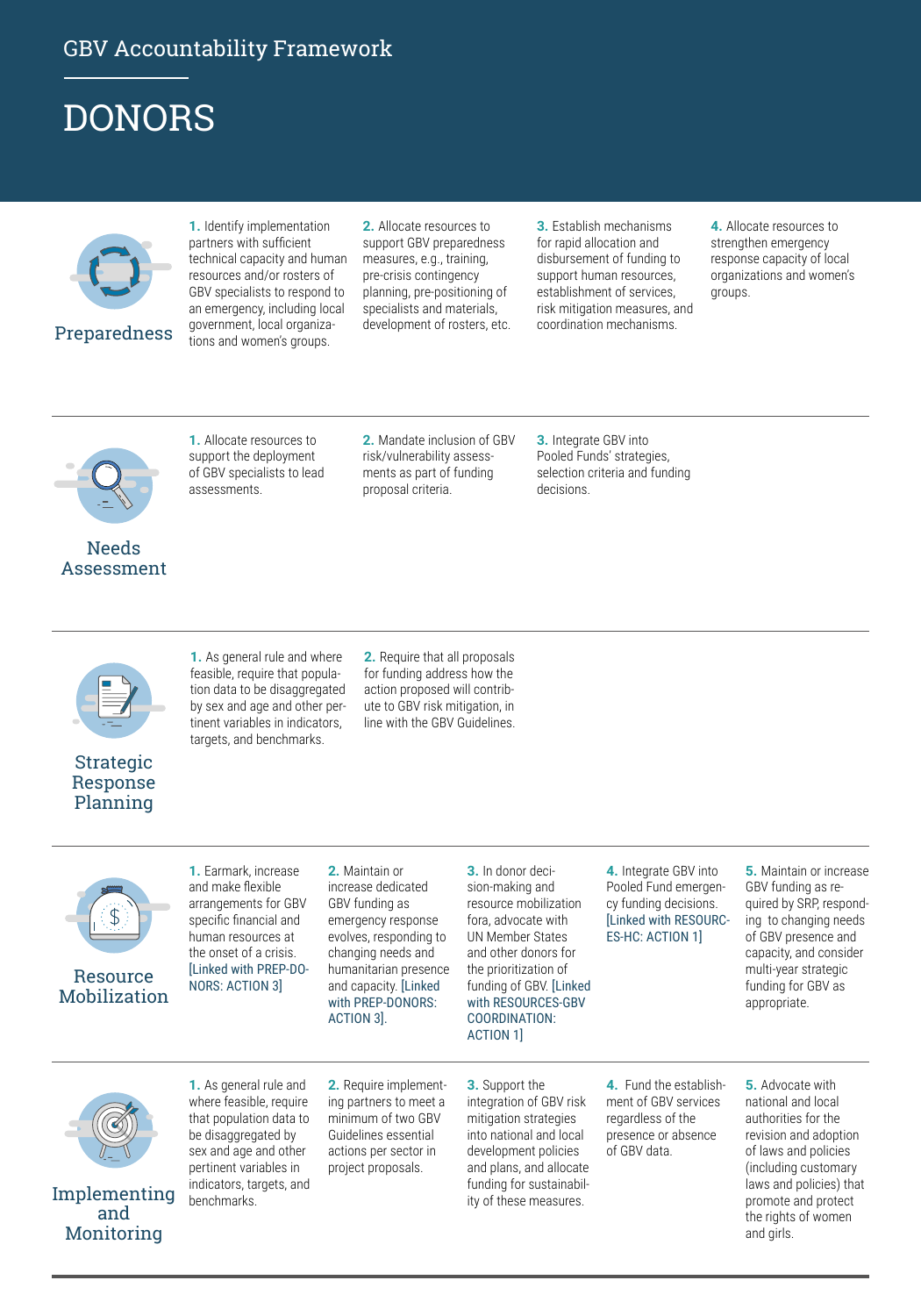GBV Accountability Framework

# DONORS

## Preparedness

1. Identify implementation partners with sufficient technical capacity and human resources and/or rosters of GBV specialists to respond to an emergency, including local government, local organizations and women's groups.
2. Allocate resources to support GBV preparedness measures, e.g., training, pre-crisis contingency planning, pre-positioning of specialists and materials, development of rosters, etc.
3. Establish mechanisms for rapid allocation and disbursement of funding to support human resources, establishment of services, risk mitigation measures, and coordination mechanisms.
4. Allocate resources to strengthen emergency response capacity of local organizations and women's groups.

## Needs Assessment

1. Allocate resources to support the deployment of GBV specialists to lead assessments.
2. Mandate inclusion of GBV risk/vulnerability assessments as part of funding proposal criteria.
3. Integrate GBV into Pooled Funds' strategies, selection criteria and funding decisions.

## Strategic Response Planning

1. As general rule and where feasible, require that population data to be disaggregated by sex and age and other pertinent variables in indicators, targets, and benchmarks.
2. Require that all proposals for funding address how the action proposed will contribute to GBV risk mitigation, in line with the GBV Guidelines.

## Resource Mobilization

1. Earmark, increase and make flexible arrangements for GBV specific financial and human resources at the onset of a crisis. [Linked with PREP-DONORS: ACTION 3]
2. Maintain or increase dedicated GBV funding as emergency response evolves, responding to changing needs and humanitarian presence and capacity. [Linked with PREP-DONORS: ACTION 3].
3. In donor decision-making and resource mobilization fora, advocate with UN Member States and other donors for the prioritization of funding of GBV. [Linked with RESOURCES-GBV COORDINATION: ACTION 1]
4. Integrate GBV into Pooled Fund emergency funding decisions. [Linked with RESOURCES-HC: ACTION 1]
5. Maintain or increase GBV funding as required by SRP, responding to changing needs of GBV presence and capacity, and consider multi-year strategic funding for GBV as appropriate.

## Implementing and Monitoring

1. As general rule and where feasible, require that population data to be disaggregated by sex and age and other pertinent variables in indicators, targets, and benchmarks.
2. Require implementing partners to meet a minimum of two GBV Guidelines essential actions per sector in project proposals.
3. Support the integration of GBV risk mitigation strategies into national and local development policies and plans, and allocate funding for sustainability of these measures.
4. Fund the establishment of GBV services regardless of the presence or absence of GBV data.
5. Advocate with national and local authorities for the revision and adoption of laws and policies (including customary laws and policies) that promote and protect the rights of women and girls.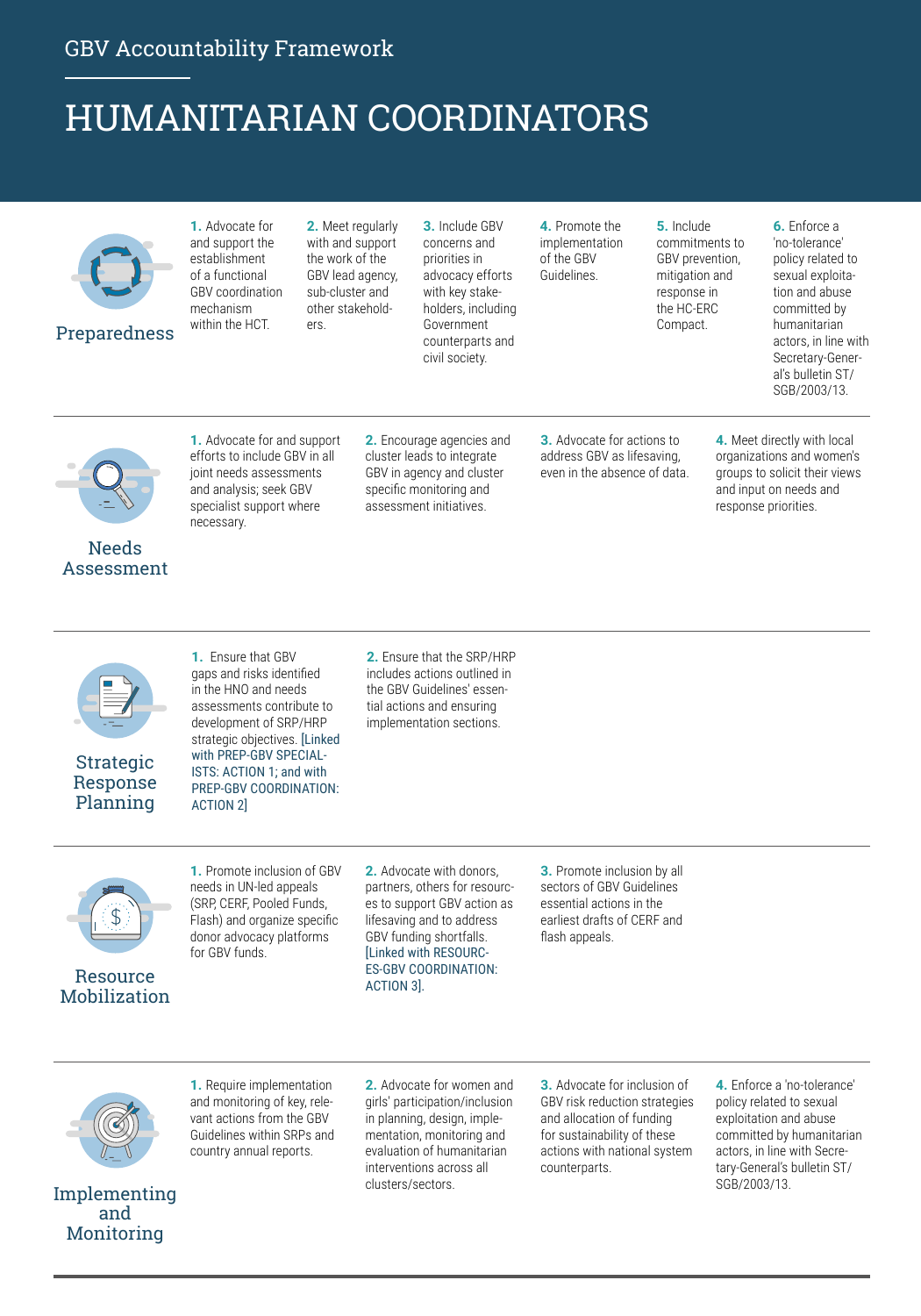GBV Accountability Framework

# HUMANITARIAN COORDINATORS

## Preparedness

1. Advocate for and support the establishment of a functional GBV coordination mechanism within the HCT.
2. Meet regularly with and support the work of the GBV lead agency, sub-cluster and other stakeholders.
3. Include GBV concerns and priorities in advocacy efforts with key stakeholders, including Government counterparts and civil society.
4. Promote the implementation of the GBV Guidelines.
5. Include commitments to GBV prevention, mitigation and response in the HC-ERC Compact.
6. Enforce a 'no-tolerance' policy related to sexual exploitation and abuse committed by humanitarian actors, in line with Secretary-General's bulletin ST/SGB/2003/13.

## Needs Assessment

1. Advocate for and support efforts to include GBV in all joint needs assessments and analysis; seek GBV specialist support where necessary.
2. Encourage agencies and cluster leads to integrate GBV in agency and cluster specific monitoring and assessment initiatives.
3. Advocate for actions to address GBV as lifesaving, even in the absence of data.
4. Meet directly with local organizations and women's groups to solicit their views and input on needs and response priorities.

## Strategic Response Planning

1. Ensure that GBV gaps and risks identified in the HNO and needs assessments contribute to development of SRP/HRP strategic objectives. [Linked with PREP-GBV SPECIALISTS: ACTION 1; and with PREP-GBV COORDINATION: ACTION 2]
2. Ensure that the SRP/HRP includes actions outlined in the GBV Guidelines' essential actions and ensuring implementation sections.

## Resource Mobilization

1. Promote inclusion of GBV needs in UN-led appeals (SRP, CERF, Pooled Funds, Flash) and organize specific donor advocacy platforms for GBV funds.
2. Advocate with donors, partners, others for resources to support GBV action as lifesaving and to address GBV funding shortfalls. [Linked with RESOURCES-GBV COORDINATION: ACTION 3].
3. Promote inclusion by all sectors of GBV Guidelines essential actions in the earliest drafts of CERF and flash appeals.

## Implementing and Monitoring

1. Require implementation and monitoring of key, relevant actions from the GBV Guidelines within SRPs and country annual reports.
2. Advocate for women and girls' participation/inclusion in planning, design, implementation, monitoring and evaluation of humanitarian interventions across all clusters/sectors.
3. Advocate for inclusion of GBV risk reduction strategies and allocation of funding for sustainability of these actions with national system counterparts.
4. Enforce a 'no-tolerance' policy related to sexual exploitation and abuse committed by humanitarian actors, in line with Secretary-General's bulletin ST/SGB/2003/13.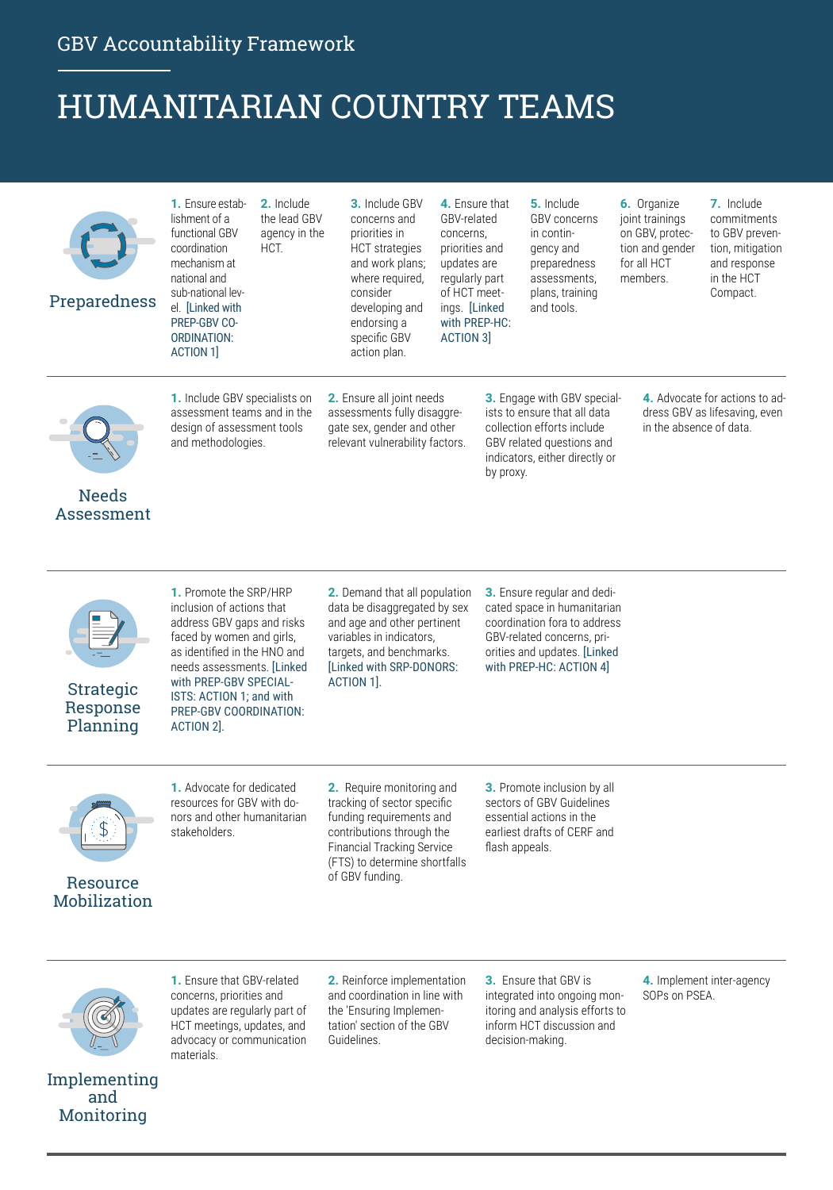GBV Accountability Framework

# HUMANITARIAN COUNTRY TEAMS

## Preparedness

1. Ensure establishment of a functional GBV coordination mechanism at national and sub-national level. [Linked with PREP-GBV COORDINATION: ACTION 1]
2. Include the lead GBV agency in the HCT.
3. Include GBV concerns and priorities in HCT strategies and work plans; where required, consider developing and endorsing a specific GBV action plan.
4. Ensure that GBV-related concerns, priorities and updates are regularly part of HCT meetings. [Linked with PREP-HC: ACTION 3]
5. Include GBV concerns in contingency and preparedness assessments, plans, training and tools.
6. Organize joint trainings on GBV, protection and gender for all HCT members.
7. Include commitments to GBV prevention, mitigation and response in the HCT Compact.

## Needs Assessment

1. Include GBV specialists on assessment teams and in the design of assessment tools and methodologies.
2. Ensure all joint needs assessments fully disaggregate sex, gender and other relevant vulnerability factors.
3. Engage with GBV specialists to ensure that all data collection efforts include GBV related questions and indicators, either directly or by proxy.
4. Advocate for actions to address GBV as lifesaving, even in the absence of data.

## Strategic Response Planning

1. Promote the SRP/HRP inclusion of actions that address GBV gaps and risks faced by women and girls, as identified in the HNO and needs assessments. [Linked with PREP-GBV SPECIALISTS: ACTION 1; and with PREP-GBV COORDINATION: ACTION 2].
2. Demand that all population data be disaggregated by sex and age and other pertinent variables in indicators, targets, and benchmarks. [Linked with SRP-DONORS: ACTION 1].
3. Ensure regular and dedicated space in humanitarian coordination fora to address GBV-related concerns, priorities and updates. [Linked with PREP-HC: ACTION 4]

## Resource Mobilization

1. Advocate for dedicated resources for GBV with donors and other humanitarian stakeholders.
2. Require monitoring and tracking of sector specific funding requirements and contributions through the Financial Tracking Service (FTS) to determine shortfalls of GBV funding.
3. Promote inclusion by all sectors of GBV Guidelines essential actions in the earliest drafts of CERF and flash appeals.

## Implementing and Monitoring

1. Ensure that GBV-related concerns, priorities and updates are regularly part of HCT meetings, updates, and advocacy or communication materials.
2. Reinforce implementation and coordination in line with the 'Ensuring Implementation' section of the GBV Guidelines.
3. Ensure that GBV is integrated into ongoing monitoring and analysis efforts to inform HCT discussion and decision-making.
4. Implement inter-agency SOPs on PSEA.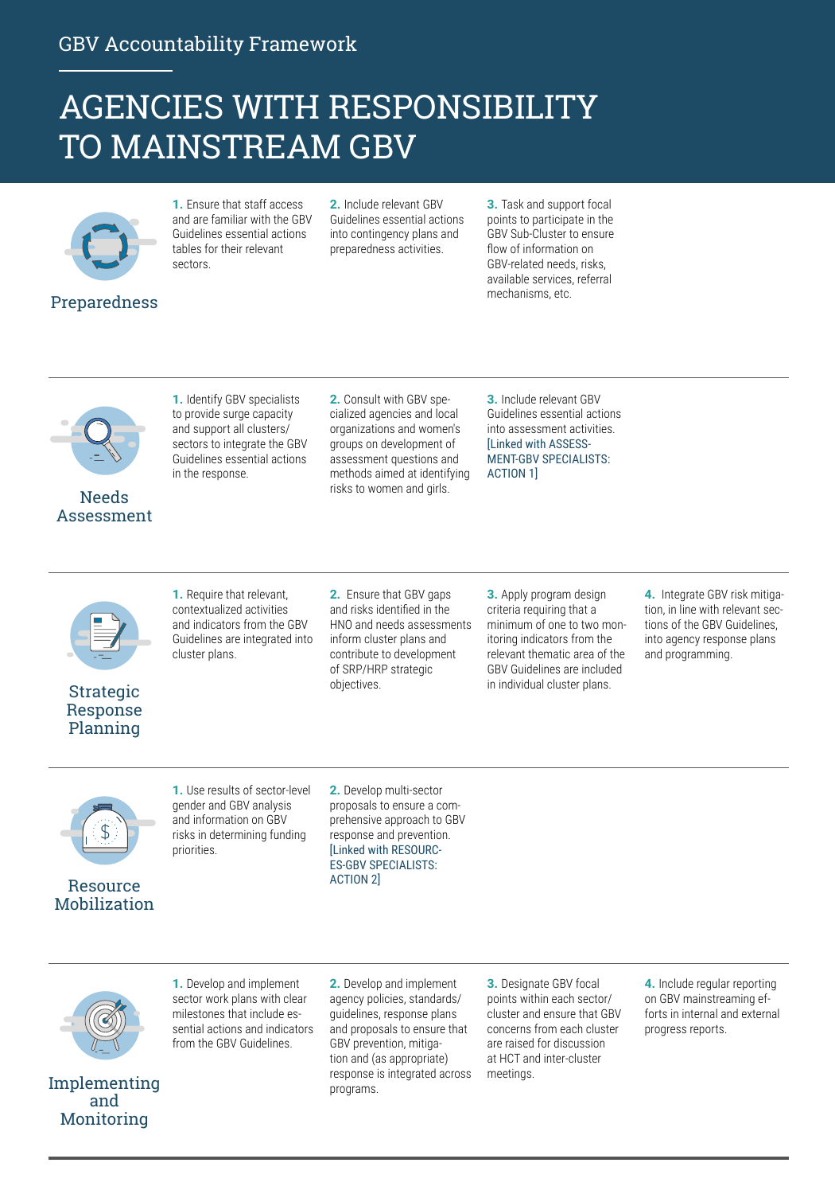GBV Accountability Framework

# AGENCIES WITH RESPONSIBILITY TO MAINSTREAM GBV

## Preparedness

1. Ensure that staff access and are familiar with the GBV Guidelines essential actions tables for their relevant sectors.

2. Include relevant GBV Guidelines essential actions into contingency plans and preparedness activities.

3. Task and support focal points to participate in the GBV Sub-Cluster to ensure flow of information on GBV-related needs, risks, available services, referral mechanisms, etc.

## Needs Assessment

1. Identify GBV specialists to provide surge capacity and support all clusters/ sectors to integrate the GBV Guidelines essential actions in the response.

2. Consult with GBV specialized agencies and local organizations and women's groups on development of assessment questions and methods aimed at identifying risks to women and girls.

3. Include relevant GBV Guidelines essential actions into assessment activities. [Linked with ASSESSMENT-GBV SPECIALISTS: ACTION 1]

## Strategic Response Planning

1. Require that relevant, contextualized activities and indicators from the GBV Guidelines are integrated into cluster plans.

2. Ensure that GBV gaps and risks identified in the HNO and needs assessments inform cluster plans and contribute to development of SRP/HRP strategic objectives.

3. Apply program design criteria requiring that a minimum of one to two monitoring indicators from the relevant thematic area of the GBV Guidelines are included in individual cluster plans.

4. Integrate GBV risk mitigation, in line with relevant sections of the GBV Guidelines, into agency response plans and programming.

## Resource Mobilization

1. Use results of sector-level gender and GBV analysis and information on GBV risks in determining funding priorities.

2. Develop multi-sector proposals to ensure a comprehensive approach to GBV response and prevention. [Linked with RESOURCES-GBV SPECIALISTS: ACTION 2]

## Implementing and Monitoring

1. Develop and implement sector work plans with clear milestones that include essential actions and indicators from the GBV Guidelines.

2. Develop and implement agency policies, standards/ guidelines, response plans and proposals to ensure that GBV prevention, mitigation and (as appropriate) response is integrated across programs.

3. Designate GBV focal points within each sector/ cluster and ensure that GBV concerns from each cluster are raised for discussion at HCT and inter-cluster meetings.

4. Include regular reporting on GBV mainstreaming efforts in internal and external progress reports.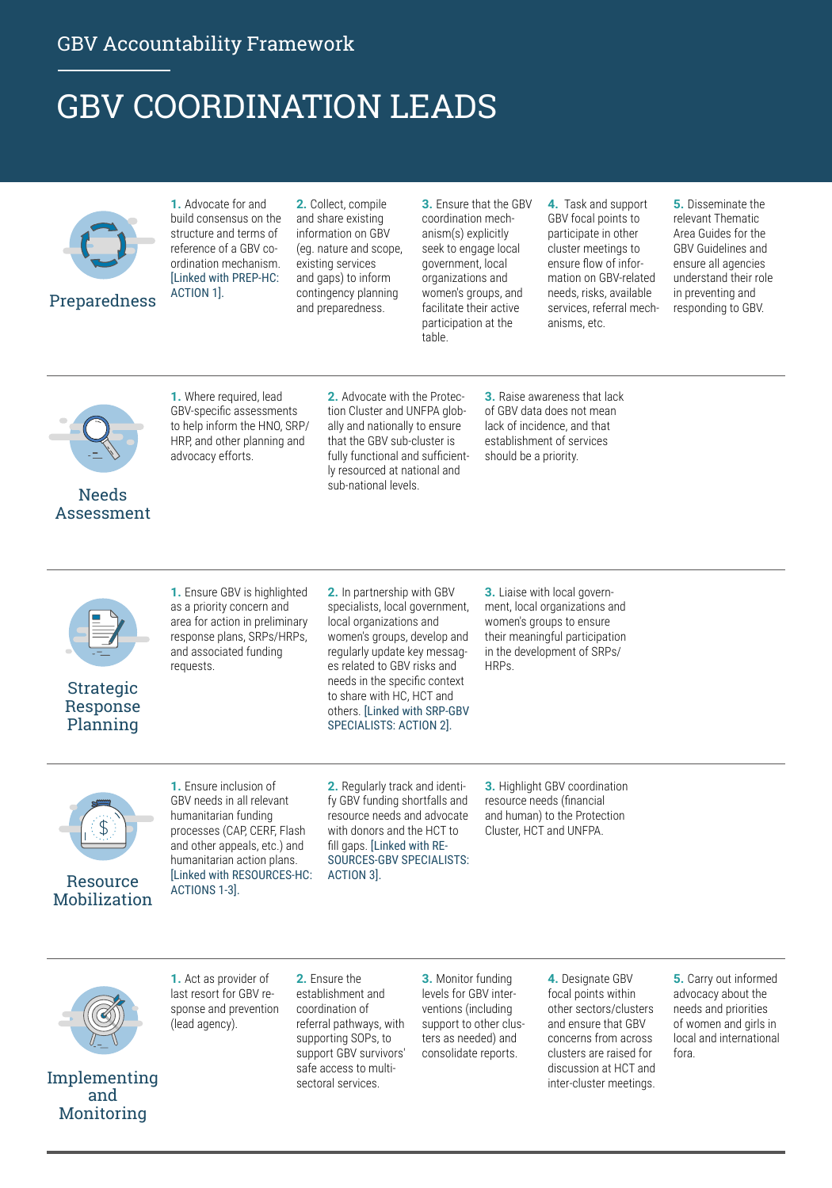GBV Accountability Framework

# GBV COORDINATION LEADS

## Preparedness

1. Advocate for and build consensus on the structure and terms of reference of a GBV coordination mechanism. [Linked with PREP-HC: ACTION 1].
2. Collect, compile and share existing information on GBV (eg. nature and scope, existing services and gaps) to inform contingency planning and preparedness.
3. Ensure that the GBV coordination mechanism(s) explicitly seek to engage local government, local organizations and women's groups, and facilitate their active participation at the table.
4. Task and support GBV focal points to participate in other cluster meetings to ensure flow of information on GBV-related needs, risks, available services, referral mechanisms, etc.
5. Disseminate the relevant Thematic Area Guides for the GBV Guidelines and ensure all agencies understand their role in preventing and responding to GBV.

## Needs Assessment

1. Where required, lead GBV-specific assessments to help inform the HNO, SRP/HRP, and other planning and advocacy efforts.
2. Advocate with the Protection Cluster and UNFPA globally and nationally to ensure that the GBV sub-cluster is fully functional and sufficiently resourced at national and sub-national levels.
3. Raise awareness that lack of GBV data does not mean lack of incidence, and that establishment of services should be a priority.

## Strategic Response Planning

1. Ensure GBV is highlighted as a priority concern and area for action in preliminary response plans, SRPs/HRPs, and associated funding requests.
2. In partnership with GBV specialists, local government, local organizations and women's groups, develop and regularly update key messages related to GBV risks and needs in the specific context to share with HC, HCT and others. [Linked with SRP-GBV SPECIALISTS: ACTION 2].
3. Liaise with local government, local organizations and women's groups to ensure their meaningful participation in the development of SRPs/HRPs.

## Resource Mobilization

1. Ensure inclusion of GBV needs in all relevant humanitarian funding processes (CAP, CERF, Flash and other appeals, etc.) and humanitarian action plans. [Linked with RESOURCES-HC: ACTIONS 1-3].
2. Regularly track and identify GBV funding shortfalls and resource needs and advocate with donors and the HCT to fill gaps. [Linked with RESOURCES-GBV SPECIALISTS: ACTION 3].
3. Highlight GBV coordination resource needs (financial and human) to the Protection Cluster, HCT and UNFPA.

## Implementing and Monitoring

1. Act as provider of last resort for GBV response and prevention (lead agency).
2. Ensure the establishment and coordination of referral pathways, with supporting SOPs, to support GBV survivors' safe access to multi-sectoral services.
3. Monitor funding levels for GBV interventions (including support to other clusters as needed) and consolidate reports.
4. Designate GBV focal points within other sectors/clusters and ensure that GBV concerns from across clusters are raised for discussion at HCT and inter-cluster meetings.
5. Carry out informed advocacy about the needs and priorities of women and girls in local and international fora.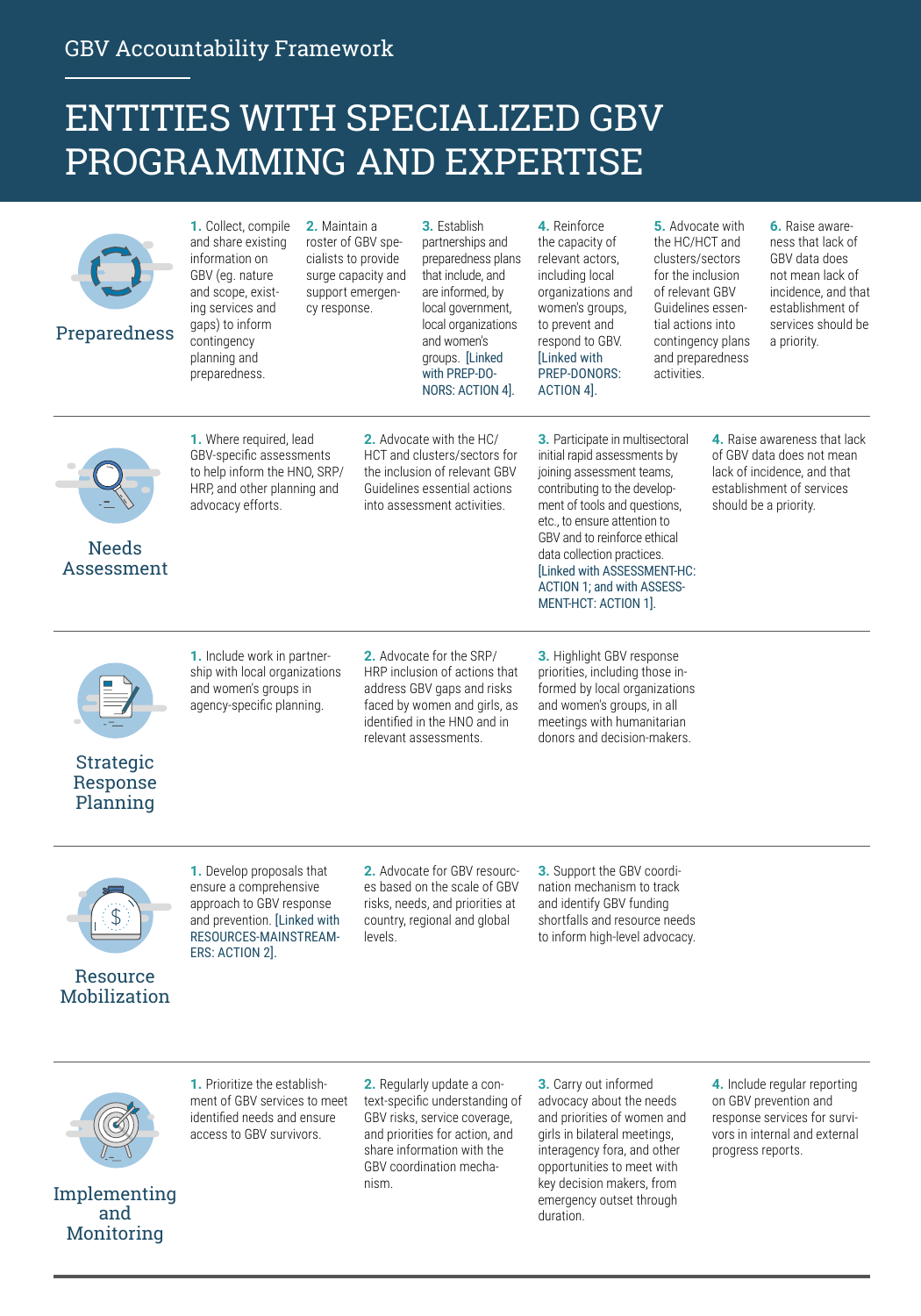GBV Accountability Framework

# ENTITIES WITH SPECIALIZED GBV PROGRAMMING AND EXPERTISE

## Preparedness

1. Collect, compile and share existing information on GBV (eg. nature and scope, existing services and gaps) to inform contingency planning and preparedness.
2. Maintain a roster of GBV specialists to provide surge capacity and support emergency response.
3. Establish partnerships and preparedness plans that include, and are informed, by local government, local organizations and women's groups. [Linked with PREP-DONORS: ACTION 4].
4. Reinforce the capacity of relevant actors, including local organizations and women's groups, to prevent and respond to GBV. [Linked with PREP-DONORS: ACTION 4].
5. Advocate with the HC/HCT and clusters/sectors for the inclusion of relevant GBV Guidelines essential actions into contingency plans and preparedness activities.
6. Raise awareness that lack of GBV data does not mean lack of incidence, and that establishment of services should be a priority.

## Needs Assessment

1. Where required, lead GBV-specific assessments to help inform the HNO, SRP/HRP, and other planning and advocacy efforts.
2. Advocate with the HC/HCT and clusters/sectors for the inclusion of relevant GBV Guidelines essential actions into assessment activities.
3. Participate in multisectoral initial rapid assessments by joining assessment teams, contributing to the development of tools and questions, etc., to ensure attention to GBV and to reinforce ethical data collection practices. [Linked with ASSESSMENT-HC: ACTION 1; and with ASSESSMENT-HCT: ACTION 1].
4. Raise awareness that lack of GBV data does not mean lack of incidence, and that establishment of services should be a priority.

## Strategic Response Planning

1. Include work in partnership with local organizations and women's groups in agency-specific planning.
2. Advocate for the SRP/HRP inclusion of actions that address GBV gaps and risks faced by women and girls, as identified in the HNO and in relevant assessments.
3. Highlight GBV response priorities, including those informed by local organizations and women's groups, in all meetings with humanitarian donors and decision-makers.

## Resource Mobilization

1. Develop proposals that ensure a comprehensive approach to GBV response and prevention. [Linked with RESOURCES-MAINSTREAMERS: ACTION 2].
2. Advocate for GBV resources based on the scale of GBV risks, needs, and priorities at country, regional and global levels.
3. Support the GBV coordination mechanism to track and identify GBV funding shortfalls and resource needs to inform high-level advocacy.

## Implementing and Monitoring

1. Prioritize the establishment of GBV services to meet identified needs and ensure access to GBV survivors.
2. Regularly update a context-specific understanding of GBV risks, service coverage, and priorities for action, and share information with the GBV coordination mechanism.
3. Carry out informed advocacy about the needs and priorities of women and girls in bilateral meetings, interagency fora, and other opportunities to meet with key decision makers, from emergency outset through duration.
4. Include regular reporting on GBV prevention and response services for survivors in internal and external progress reports.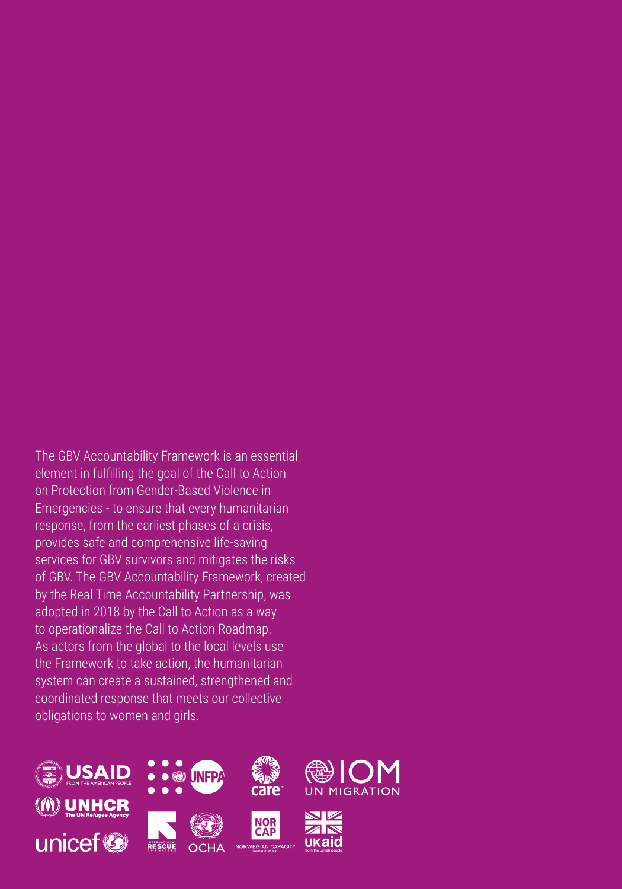The GBV Accountability Framework is an essential element in fulfilling the goal of the Call to Action on Protection from Gender-Based Violence in Emergencies - to ensure that every humanitarian response, from the earliest phases of a crisis, provides safe and comprehensive life-saving services for GBV survivors and mitigates the risks of GBV. The GBV Accountability Framework, created by the Real Time Accountability Partnership, was adopted in 2018 by the Call to Action as a way to operationalize the Call to Action Roadmap. As actors from the global to the local levels use the Framework to take action, the humanitarian system can create a sustained, strengthened and coordinated response that meets our collective obligations to women and girls.